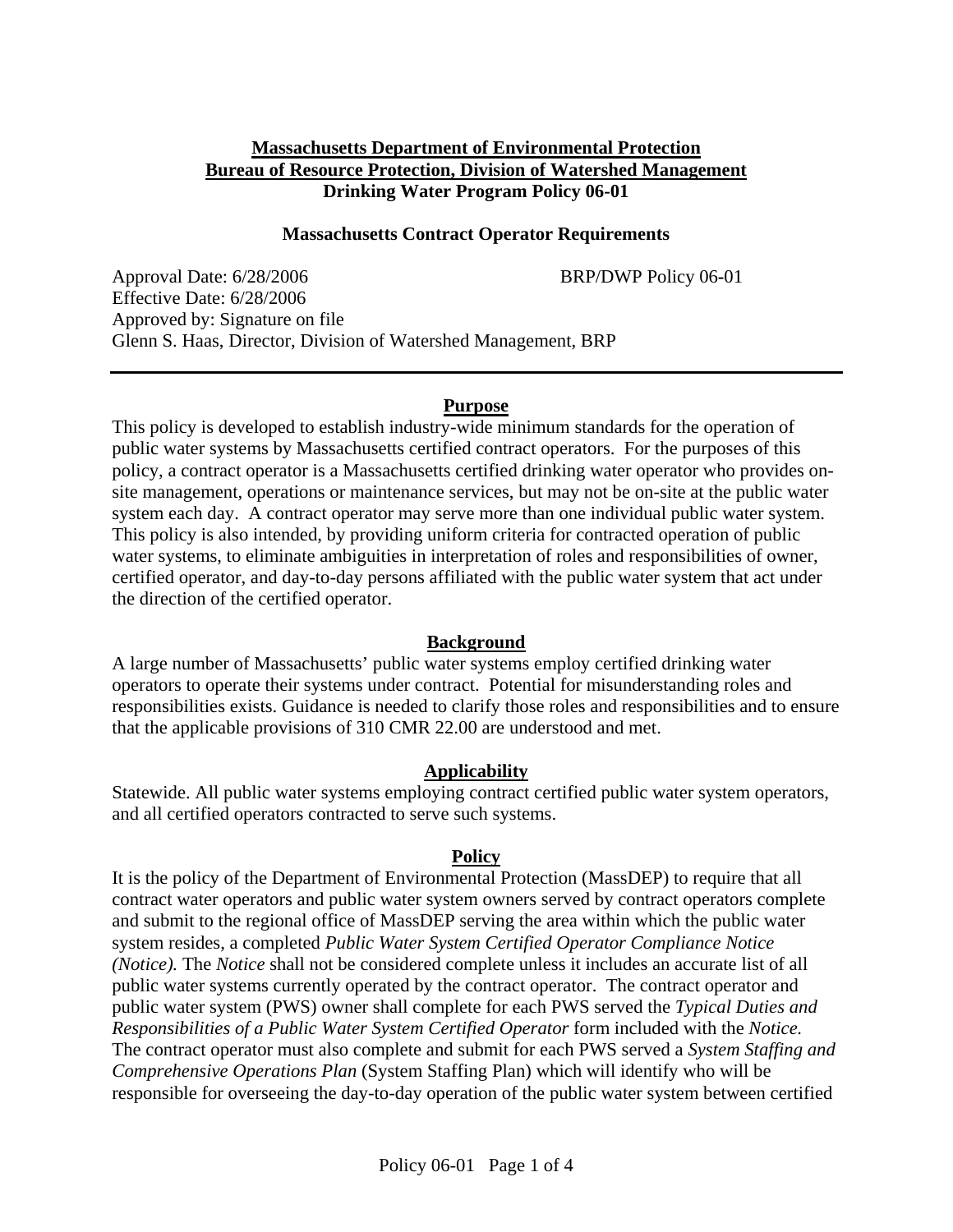**Massachusetts Department of Environmental Protection**
**Bureau of Resource Protection, Division of Watershed Management**
**Drinking Water Program Policy 06-01**

**Massachusetts Contract Operator Requirements**

Approval Date: 6/28/2006 BRP/DWP Policy 06-01
Effective Date: 6/28/2006
Approved by: Signature on file
Glenn S. Haas, Director, Division of Watershed Management, BRP

---

## Purpose

This policy is developed to establish industry-wide minimum standards for the operation of public water systems by Massachusetts certified contract operators. For the purposes of this policy, a contract operator is a Massachusetts certified drinking water operator who provides on-site management, operations or maintenance services, but may not be on-site at the public water system each day. A contract operator may serve more than one individual public water system. This policy is also intended, by providing uniform criteria for contracted operation of public water systems, to eliminate ambiguities in interpretation of roles and responsibilities of owner, certified operator, and day-to-day persons affiliated with the public water system that act under the direction of the certified operator.

## Background

A large number of Massachusetts' public water systems employ certified drinking water operators to operate their systems under contract. Potential for misunderstanding roles and responsibilities exists. Guidance is needed to clarify those roles and responsibilities and to ensure that the applicable provisions of 310 CMR 22.00 are understood and met.

## Applicability

Statewide. All public water systems employing contract certified public water system operators, and all certified operators contracted to serve such systems.

## Policy

It is the policy of the Department of Environmental Protection (MassDEP) to require that all contract water operators and public water system owners served by contract operators complete and submit to the regional office of MassDEP serving the area within which the public water system resides, a completed *Public Water System Certified Operator Compliance Notice (Notice).* The *Notice* shall not be considered complete unless it includes an accurate list of all public water systems currently operated by the contract operator. The contract operator and public water system (PWS) owner shall complete for each PWS served the *Typical Duties and Responsibilities of a Public Water System Certified Operator* form included with the *Notice.* The contract operator must also complete and submit for each PWS served a *System Staffing and Comprehensive Operations Plan* (System Staffing Plan) which will identify who will be responsible for overseeing the day-to-day operation of the public water system between certified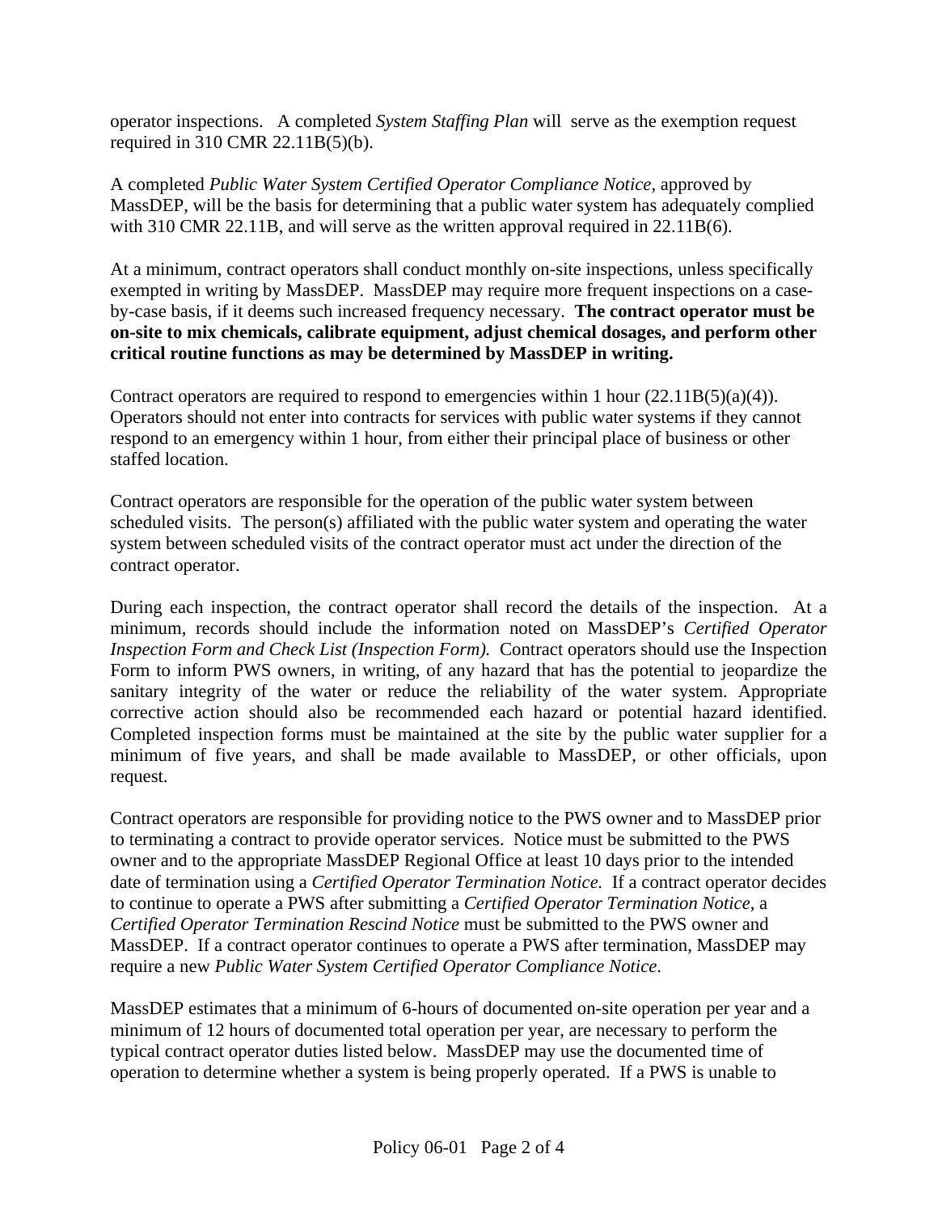operator inspections. A completed *System Staffing Plan* will serve as the exemption request required in 310 CMR 22.11B(5)(b).

A completed *Public Water System Certified Operator Compliance Notice*, approved by MassDEP, will be the basis for determining that a public water system has adequately complied with 310 CMR 22.11B, and will serve as the written approval required in 22.11B(6).

At a minimum, contract operators shall conduct monthly on-site inspections, unless specifically exempted in writing by MassDEP. MassDEP may require more frequent inspections on a case-by-case basis, if it deems such increased frequency necessary. **The contract operator must be on-site to mix chemicals, calibrate equipment, adjust chemical dosages, and perform other critical routine functions as may be determined by MassDEP in writing.**

Contract operators are required to respond to emergencies within 1 hour (22.11B(5)(a)(4)). Operators should not enter into contracts for services with public water systems if they cannot respond to an emergency within 1 hour, from either their principal place of business or other staffed location.

Contract operators are responsible for the operation of the public water system between scheduled visits. The person(s) affiliated with the public water system and operating the water system between scheduled visits of the contract operator must act under the direction of the contract operator.

During each inspection, the contract operator shall record the details of the inspection. At a minimum, records should include the information noted on MassDEP's *Certified Operator Inspection Form and Check List (Inspection Form).* Contract operators should use the Inspection Form to inform PWS owners, in writing, of any hazard that has the potential to jeopardize the sanitary integrity of the water or reduce the reliability of the water system. Appropriate corrective action should also be recommended each hazard or potential hazard identified. Completed inspection forms must be maintained at the site by the public water supplier for a minimum of five years, and shall be made available to MassDEP, or other officials, upon request.

Contract operators are responsible for providing notice to the PWS owner and to MassDEP prior to terminating a contract to provide operator services. Notice must be submitted to the PWS owner and to the appropriate MassDEP Regional Office at least 10 days prior to the intended date of termination using a *Certified Operator Termination Notice.* If a contract operator decides to continue to operate a PWS after submitting a *Certified Operator Termination Notice*, a *Certified Operator Termination Rescind Notice* must be submitted to the PWS owner and MassDEP. If a contract operator continues to operate a PWS after termination, MassDEP may require a new *Public Water System Certified Operator Compliance Notice*.

MassDEP estimates that a minimum of 6-hours of documented on-site operation per year and a minimum of 12 hours of documented total operation per year, are necessary to perform the typical contract operator duties listed below. MassDEP may use the documented time of operation to determine whether a system is being properly operated. If a PWS is unable to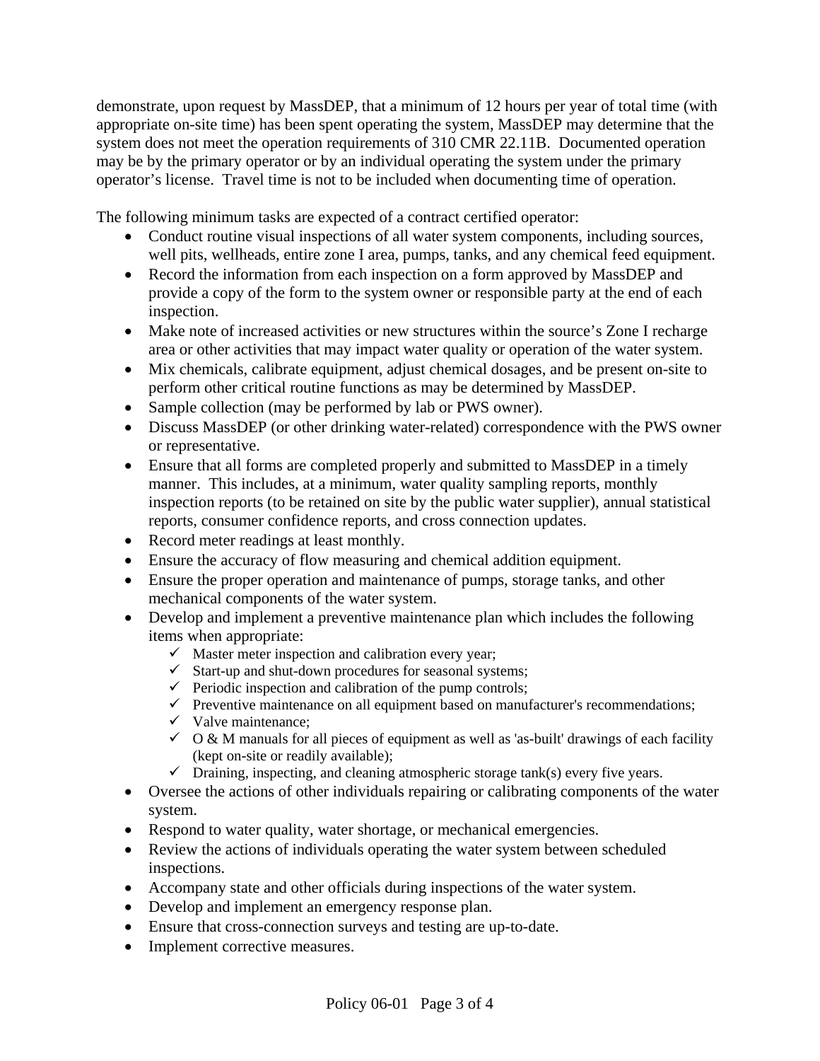demonstrate, upon request by MassDEP, that a minimum of 12 hours per year of total time (with appropriate on-site time) has been spent operating the system, MassDEP may determine that the system does not meet the operation requirements of 310 CMR 22.11B. Documented operation may be by the primary operator or by an individual operating the system under the primary operator's license. Travel time is not to be included when documenting time of operation.

The following minimum tasks are expected of a contract certified operator:

- Conduct routine visual inspections of all water system components, including sources, well pits, wellheads, entire zone I area, pumps, tanks, and any chemical feed equipment.
- Record the information from each inspection on a form approved by MassDEP and provide a copy of the form to the system owner or responsible party at the end of each inspection.
- Make note of increased activities or new structures within the source's Zone I recharge area or other activities that may impact water quality or operation of the water system.
- Mix chemicals, calibrate equipment, adjust chemical dosages, and be present on-site to perform other critical routine functions as may be determined by MassDEP.
- Sample collection (may be performed by lab or PWS owner).
- Discuss MassDEP (or other drinking water-related) correspondence with the PWS owner or representative.
- Ensure that all forms are completed properly and submitted to MassDEP in a timely manner. This includes, at a minimum, water quality sampling reports, monthly inspection reports (to be retained on site by the public water supplier), annual statistical reports, consumer confidence reports, and cross connection updates.
- Record meter readings at least monthly.
- Ensure the accuracy of flow measuring and chemical addition equipment.
- Ensure the proper operation and maintenance of pumps, storage tanks, and other mechanical components of the water system.
- Develop and implement a preventive maintenance plan which includes the following items when appropriate:
  - ✓ Master meter inspection and calibration every year;
  - ✓ Start-up and shut-down procedures for seasonal systems;
  - ✓ Periodic inspection and calibration of the pump controls;
  - ✓ Preventive maintenance on all equipment based on manufacturer's recommendations;
  - ✓ Valve maintenance;
  - ✓ O & M manuals for all pieces of equipment as well as 'as-built' drawings of each facility (kept on-site or readily available);
  - ✓ Draining, inspecting, and cleaning atmospheric storage tank(s) every five years.
- Oversee the actions of other individuals repairing or calibrating components of the water system.
- Respond to water quality, water shortage, or mechanical emergencies.
- Review the actions of individuals operating the water system between scheduled inspections.
- Accompany state and other officials during inspections of the water system.
- Develop and implement an emergency response plan.
- Ensure that cross-connection surveys and testing are up-to-date.
- Implement corrective measures.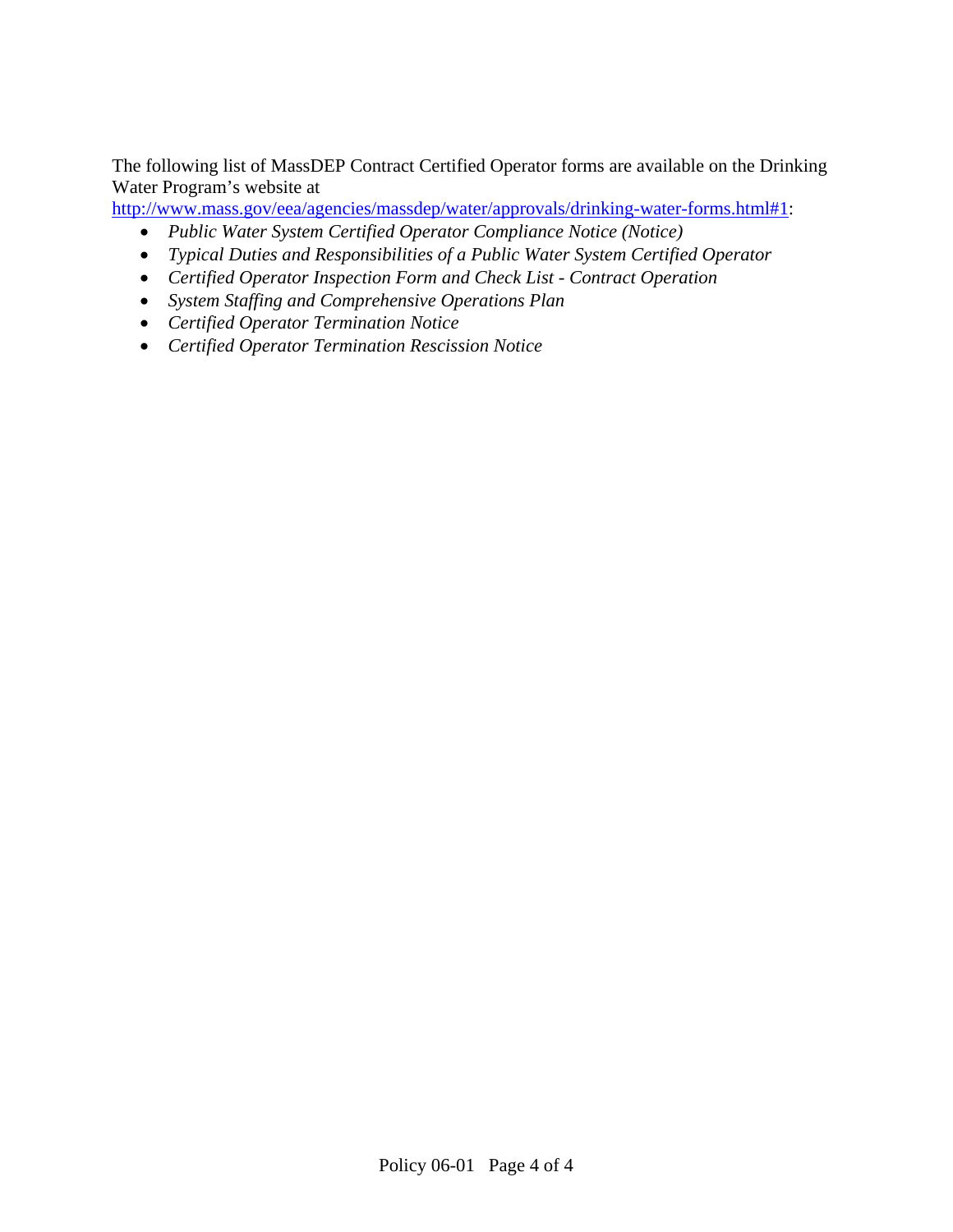The following list of MassDEP Contract Certified Operator forms are available on the Drinking Water Program's website at [http://www.mass.gov/eea/agencies/massdep/water/approvals/drinking-water-forms.html#1](http://www.mass.gov/eea/agencies/massdep/water/approvals/drinking-water-forms.html#1):

- *Public Water System Certified Operator Compliance Notice (Notice)*
- *Typical Duties and Responsibilities of a Public Water System Certified Operator*
- *Certified Operator Inspection Form and Check List - Contract Operation*
- *System Staffing and Comprehensive Operations Plan*
- *Certified Operator Termination Notice*
- *Certified Operator Termination Rescission Notice*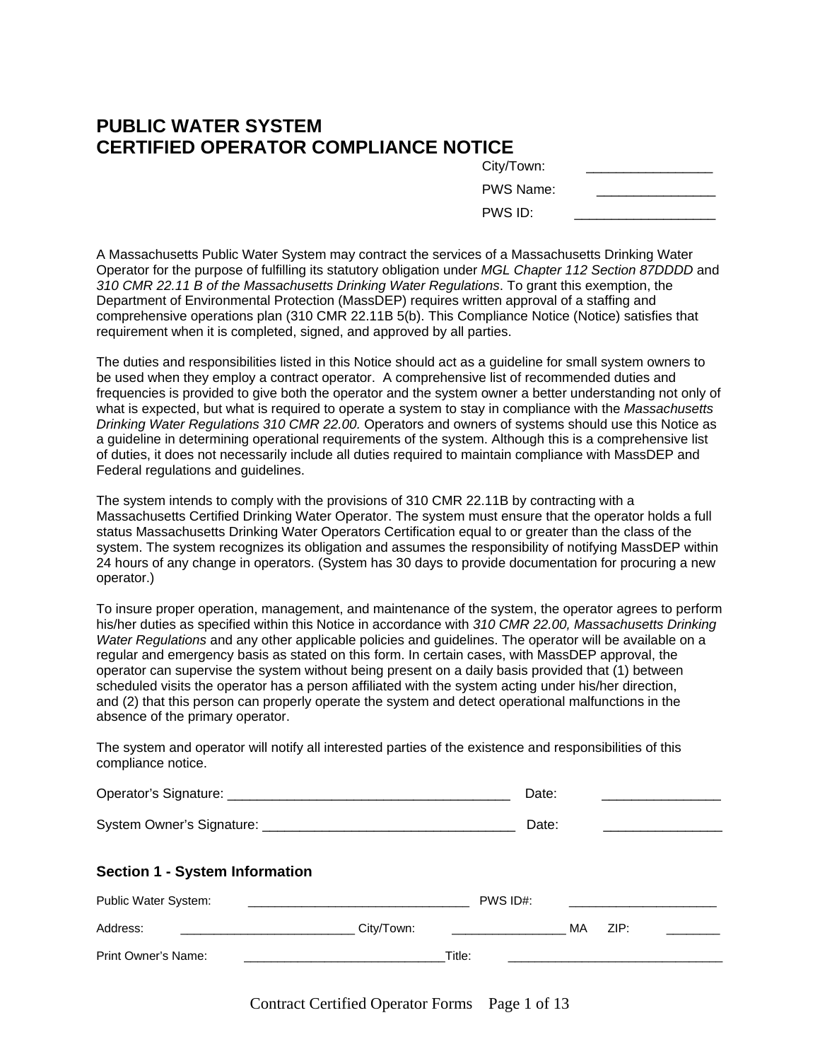# PUBLIC WATER SYSTEM
# CERTIFIED OPERATOR COMPLIANCE NOTICE

City/Town: _________________

PWS Name: ________________

PWS ID: ___________________

A Massachusetts Public Water System may contract the services of a Massachusetts Drinking Water Operator for the purpose of fulfilling its statutory obligation under *MGL Chapter 112 Section 87DDDD* and *310 CMR 22.11 B of the Massachusetts Drinking Water Regulations*. To grant this exemption, the Department of Environmental Protection (MassDEP) requires written approval of a staffing and comprehensive operations plan (310 CMR 22.11B 5(b). This Compliance Notice (Notice) satisfies that requirement when it is completed, signed, and approved by all parties.

The duties and responsibilities listed in this Notice should act as a guideline for small system owners to be used when they employ a contract operator. A comprehensive list of recommended duties and frequencies is provided to give both the operator and the system owner a better understanding not only of what is expected, but what is required to operate a system to stay in compliance with the *Massachusetts Drinking Water Regulations 310 CMR 22.00.* Operators and owners of systems should use this Notice as a guideline in determining operational requirements of the system. Although this is a comprehensive list of duties, it does not necessarily include all duties required to maintain compliance with MassDEP and Federal regulations and guidelines.

The system intends to comply with the provisions of 310 CMR 22.11B by contracting with a Massachusetts Certified Drinking Water Operator. The system must ensure that the operator holds a full status Massachusetts Drinking Water Operators Certification equal to or greater than the class of the system. The system recognizes its obligation and assumes the responsibility of notifying MassDEP within 24 hours of any change in operators. (System has 30 days to provide documentation for procuring a new operator.)

To insure proper operation, management, and maintenance of the system, the operator agrees to perform his/her duties as specified within this Notice in accordance with *310 CMR 22.00, Massachusetts Drinking Water Regulations* and any other applicable policies and guidelines. The operator will be available on a regular and emergency basis as stated on this form. In certain cases, with MassDEP approval, the operator can supervise the system without being present on a daily basis provided that (1) between scheduled visits the operator has a person affiliated with the system acting under his/her direction, and (2) that this person can properly operate the system and detect operational malfunctions in the absence of the primary operator.

The system and operator will notify all interested parties of the existence and responsibilities of this compliance notice.

Operator's Signature: ______________________________________ Date: ________________

System Owner's Signature: __________________________________ Date: ________________

## Section 1 - System Information

Public Water System: ________________________________ PWS ID#: _____________________

Address: __________________________ City/Town: _________________ MA ZIP: ________

Print Owner's Name: ______________________________Title: ________________________________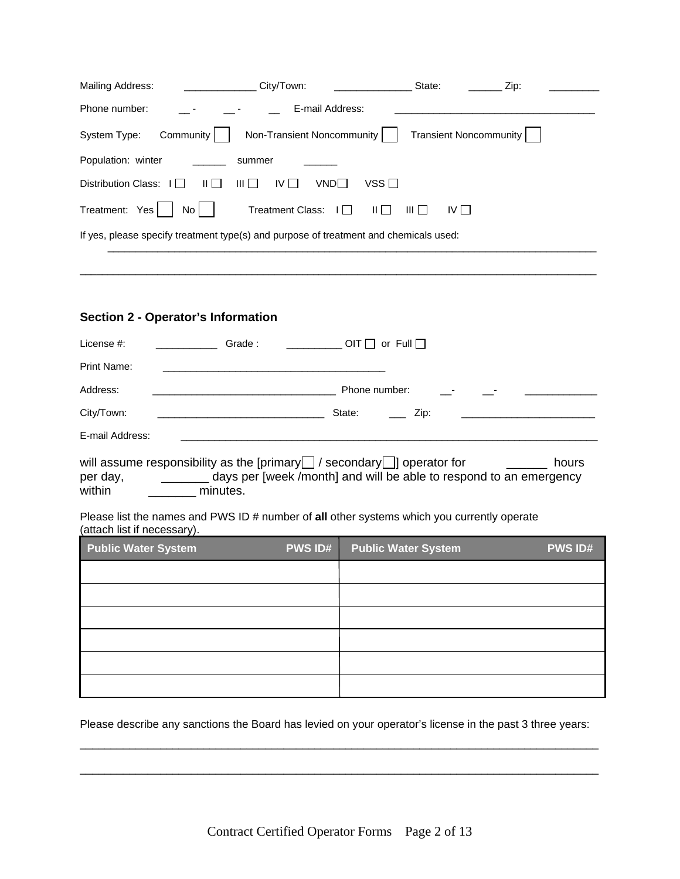Mailing Address: _____________ City/Town: ______________ State: ______ Zip: _________

Phone number: __ - __ - __ E-mail Address: ___________________________________

System Type: Community ☐ Non-Transient Noncommunity ☐ Transient Noncommunity ☐

Population: winter ______ summer ______

Distribution Class: I ☐ II ☐ III ☐ IV ☐ VND☐ VSS ☐

Treatment: Yes ☐ No ☐ Treatment Class: I ☐ II ☐ III ☐ IV ☐

If yes, please specify treatment type(s) and purpose of treatment and chemicals used:

___________________________________________________________________________________

___________________________________________________________________________________

## Section 2 - Operator's Information

License #: ___________ Grade : __________ OIT ☐ or Full ☐

Print Name: ________________________________________

Address: _________________________________ Phone number: __- __- _____________

City/Town: ______________________________ State: ___ Zip: ________________________

E-mail Address: ____________________________________________________________________________

will assume responsibility as the [primary☐ / secondary☐] operator for ______ hours per day, _______ days per [week /month] and will be able to respond to an emergency within _______ minutes.

Please list the names and PWS ID # number of **all** other systems which you currently operate (attach list if necessary).

| Public Water System | PWS ID# | Public Water System | PWS ID# |
|---|---|---|---|
| | | | |
| | | | |
| | | | |
| | | | |
| | | | |
| | | | |

Please describe any sanctions the Board has levied on your operator's license in the past 3 three years:

___________________________________________________________________________________

___________________________________________________________________________________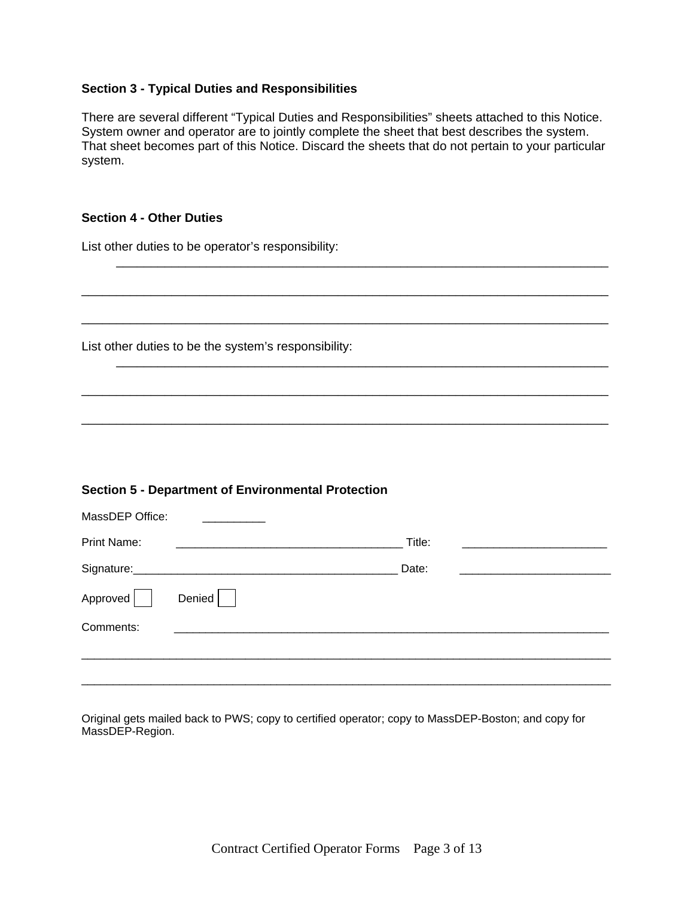### Section 3 - Typical Duties and Responsibilities

There are several different “Typical Duties and Responsibilities” sheets attached to this Notice. System owner and operator are to jointly complete the sheet that best describes the system. That sheet becomes part of this Notice. Discard the sheets that do not pertain to your particular system.

### Section 4 - Other Duties

List other duties to be operator’s responsibility:
______________________________________________________________________

______________________________________________________________________

______________________________________________________________________

List other duties to be the system’s responsibility:
______________________________________________________________________

______________________________________________________________________

______________________________________________________________________

### Section 5 - Department of Environmental Protection

MassDEP Office: __________

Print Name: ____________________________________ Title: ______________________

Signature:__________________________________________ Date: ________________________

Approved ☐ Denied ☐

Comments: ______________________________________________________________________

______________________________________________________________________

______________________________________________________________________

Original gets mailed back to PWS; copy to certified operator; copy to MassDEP-Boston; and copy for MassDEP-Region.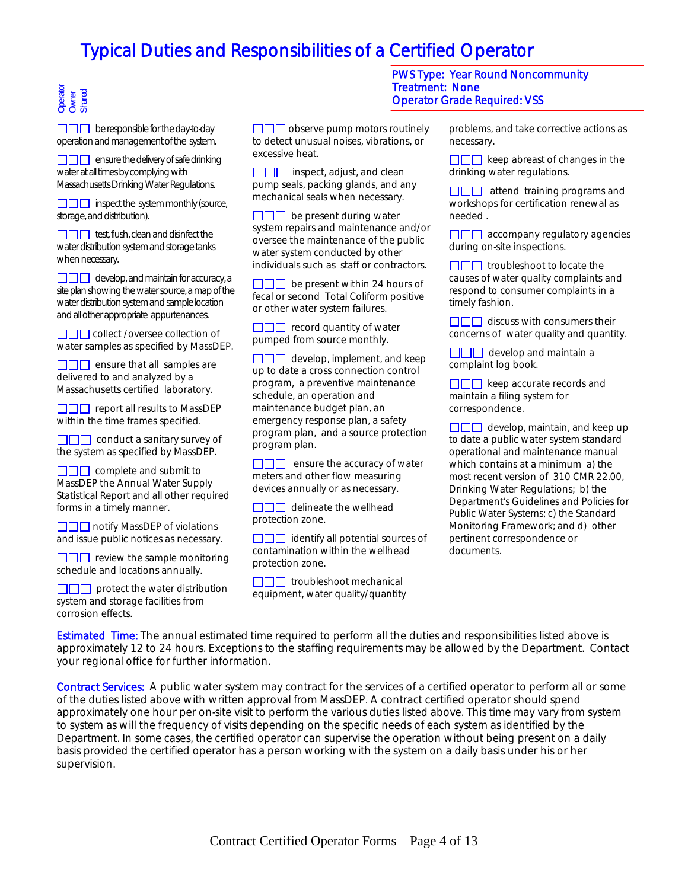# Typical Duties and Responsibilities of a Certified Operator

**PWS Type: Year Round Noncommunity**
**Treatment: None**
**Operator Grade Required: VSS**

Operator / Owner / Shared

- ☐☐☐ be responsible for the day-to-day operation and management of the system.
- ☐☐☐ ensure the delivery of safe drinking water at all times by complying with Massachusetts Drinking Water Regulations.
- ☐☐☐ inspect the system monthly (source, storage, and distribution).
- ☐☐☐ test, flush, clean and disinfect the water distribution system and storage tanks when necessary.
- ☐☐☐ develop, and maintain for accuracy, a site plan showing the water source, a map of the water distribution system and sample location and all other appropriate appurtenances.
- ☐☐☐ collect /oversee collection of water samples as specified by MassDEP.
- ☐☐☐ ensure that all samples are delivered to and analyzed by a Massachusetts certified laboratory.
- ☐☐☐ report all results to MassDEP within the time frames specified.
- ☐☐☐ conduct a sanitary survey of the system as specified by MassDEP.
- ☐☐☐ complete and submit to MassDEP the Annual Water Supply Statistical Report and all other required forms in a timely manner.
- ☐☐☐ notify MassDEP of violations and issue public notices as necessary.
- ☐☐☐ review the sample monitoring schedule and locations annually.
- ☐☐☐ protect the water distribution system and storage facilities from corrosion effects.
- ☐☐☐ observe pump motors routinely to detect unusual noises, vibrations, or excessive heat.
- ☐☐☐ inspect, adjust, and clean pump seals, packing glands, and any mechanical seals when necessary.
- ☐☐☐ be present during water system repairs and maintenance and/or oversee the maintenance of the public water system conducted by other individuals such as staff or contractors.
- ☐☐☐ be present within 24 hours of fecal or second Total Coliform positive or other water system failures.
- ☐☐☐ record quantity of water pumped from source monthly.
- ☐☐☐ develop, implement, and keep up to date a cross connection control program, a preventive maintenance schedule, an operation and maintenance budget plan, an emergency response plan, a safety program plan, and a source protection program plan.
- ☐☐☐ ensure the accuracy of water meters and other flow measuring devices annually or as necessary.
- ☐☐☐ delineate the wellhead protection zone.
- ☐☐☐ identify all potential sources of contamination within the wellhead protection zone.
- ☐☐☐ troubleshoot mechanical equipment, water quality/quantity problems, and take corrective actions as necessary.
- ☐☐☐ keep abreast of changes in the drinking water regulations.
- ☐☐☐ attend training programs and workshops for certification renewal as needed .
- ☐☐☐ accompany regulatory agencies during on-site inspections.
- ☐☐☐ troubleshoot to locate the causes of water quality complaints and respond to consumer complaints in a timely fashion.
- ☐☐☐ discuss with consumers their concerns of water quality and quantity.
- ☐☐☐ develop and maintain a complaint log book.
- ☐☐☐ keep accurate records and maintain a filing system for correspondence.
- ☐☐☐ develop, maintain, and keep up to date a public water system standard operational and maintenance manual which contains at a minimum a) the most recent version of 310 CMR 22.00, Drinking Water Regulations; b) the Department's Guidelines and Policies for Public Water Systems; c) the Standard Monitoring Framework; and d) other pertinent correspondence or documents.

**Estimated Time:** The annual estimated time required to perform all the duties and responsibilities listed above is approximately 12 to 24 hours. Exceptions to the staffing requirements may be allowed by the Department. Contact your regional office for further information.

**Contract Services:** A public water system may contract for the services of a certified operator to perform all or some of the duties listed above with written approval from MassDEP. A contract certified operator should spend approximately one hour per on-site visit to perform the various duties listed above. This time may vary from system to system as will the frequency of visits depending on the specific needs of each system as identified by the Department. In some cases, the certified operator can supervise the operation without being present on a daily basis provided the certified operator has a person working with the system on a daily basis under his or her supervision.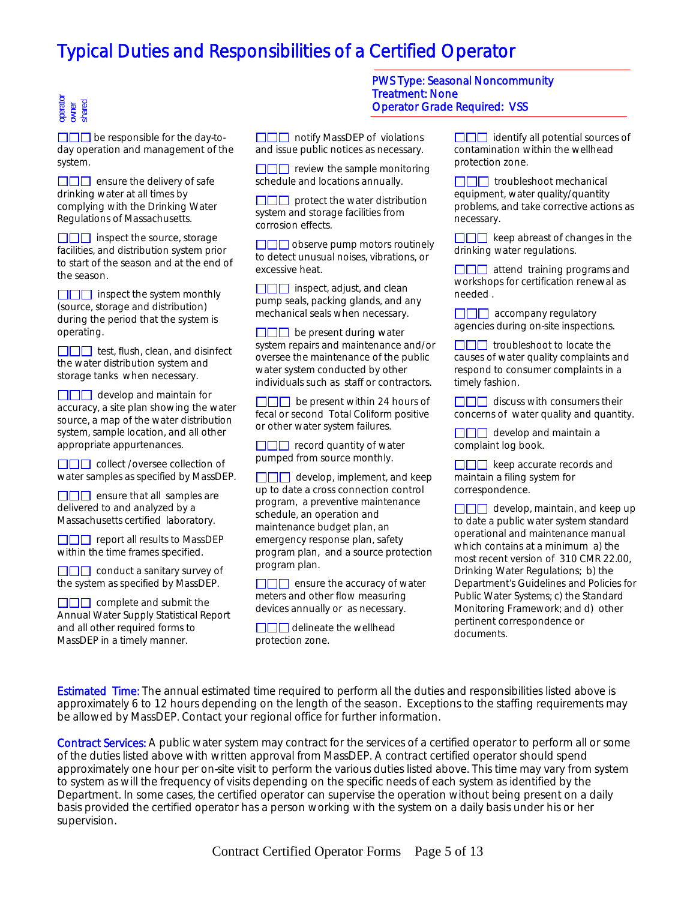# Typical Duties and Responsibilities of a Certified Operator

**PWS Type: Seasonal Noncommunity**
**Treatment: None**
**Operator Grade Required: VSS**

operator / owner / shared

- ☐☐☐ be responsible for the day-to-day operation and management of the system.
- ☐☐☐ ensure the delivery of safe drinking water at all times by complying with the Drinking Water Regulations of Massachusetts.
- ☐☐☐ inspect the source, storage facilities, and distribution system prior to start of the season and at the end of the season.
- ☐☐☐ inspect the system monthly (source, storage and distribution) during the period that the system is operating.
- ☐☐☐ test, flush, clean, and disinfect the water distribution system and storage tanks when necessary.
- ☐☐☐ develop and maintain for accuracy, a site plan showing the water source, a map of the water distribution system, sample location, and all other appropriate appurtenances.
- ☐☐☐ collect /oversee collection of water samples as specified by MassDEP.
- ☐☐☐ ensure that all samples are delivered to and analyzed by a Massachusetts certified laboratory.
- ☐☐☐ report all results to MassDEP within the time frames specified.
- ☐☐☐ conduct a sanitary survey of the system as specified by MassDEP.
- ☐☐☐ complete and submit the Annual Water Supply Statistical Report and all other required forms to MassDEP in a timely manner.
- ☐☐☐ notify MassDEP of violations and issue public notices as necessary.
- ☐☐☐ review the sample monitoring schedule and locations annually.
- ☐☐☐ protect the water distribution system and storage facilities from corrosion effects.
- ☐☐☐ observe pump motors routinely to detect unusual noises, vibrations, or excessive heat.
- ☐☐☐ inspect, adjust, and clean pump seals, packing glands, and any mechanical seals when necessary.
- ☐☐☐ be present during water system repairs and maintenance and/or oversee the maintenance of the public water system conducted by other individuals such as staff or contractors.
- ☐☐☐ be present within 24 hours of fecal or second Total Coliform positive or other water system failures.
- ☐☐☐ record quantity of water pumped from source monthly.
- ☐☐☐ develop, implement, and keep up to date a cross connection control program, a preventive maintenance schedule, an operation and maintenance budget plan, an emergency response plan, safety program plan, and a source protection program plan.
- ☐☐☐ ensure the accuracy of water meters and other flow measuring devices annually or as necessary.
- ☐☐☐ delineate the wellhead protection zone.
- ☐☐☐ identify all potential sources of contamination within the wellhead protection zone.
- ☐☐☐ troubleshoot mechanical equipment, water quality/quantity problems, and take corrective actions as necessary.
- ☐☐☐ keep abreast of changes in the drinking water regulations.
- ☐☐☐ attend training programs and workshops for certification renewal as needed .
- ☐☐☐ accompany regulatory agencies during on-site inspections.
- ☐☐☐ troubleshoot to locate the causes of water quality complaints and respond to consumer complaints in a timely fashion.
- ☐☐☐ discuss with consumers their concerns of water quality and quantity.
- ☐☐☐ develop and maintain a complaint log book.
- ☐☐☐ keep accurate records and maintain a filing system for correspondence.
- ☐☐☐ develop, maintain, and keep up to date a public water system standard operational and maintenance manual which contains at a minimum a) the most recent version of 310 CMR 22.00, Drinking Water Regulations; b) the Department's Guidelines and Policies for Public Water Systems; c) the Standard Monitoring Framework; and d) other pertinent correspondence or documents.

**Estimated Time:** The annual estimated time required to perform all the duties and responsibilities listed above is approximately 6 to 12 hours depending on the length of the season. Exceptions to the staffing requirements may be allowed by MassDEP. Contact your regional office for further information.

**Contract Services:** A public water system may contract for the services of a certified operator to perform all or some of the duties listed above with written approval from MassDEP. A contract certified operator should spend approximately one hour per on-site visit to perform the various duties listed above. This time may vary from system to system as will the frequency of visits depending on the specific needs of each system as identified by the Department. In some cases, the certified operator can supervise the operation without being present on a daily basis provided the certified operator has a person working with the system on a daily basis under his or her supervision.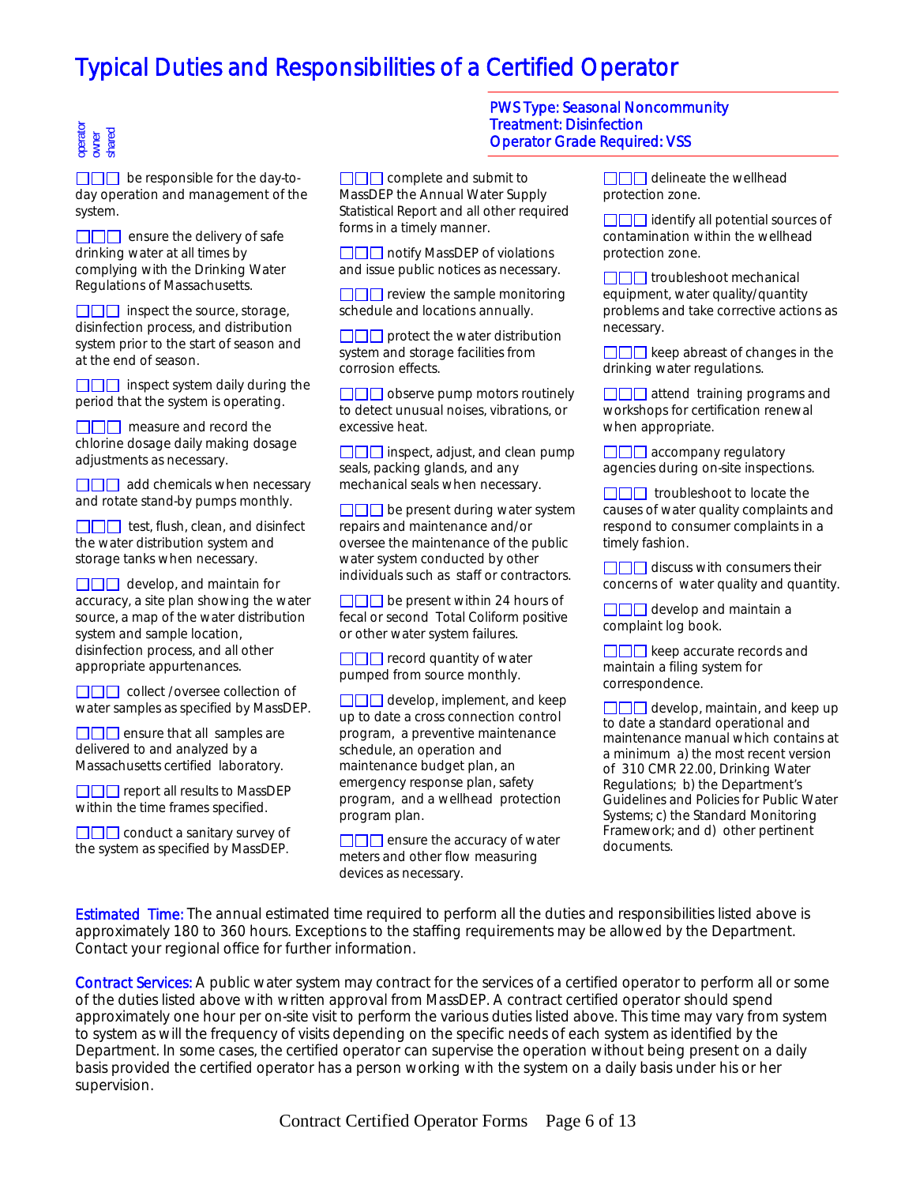# Typical Duties and Responsibilities of a Certified Operator

**PWS Type: Seasonal Noncommunity**
**Treatment: Disinfection**
**Operator Grade Required: VSS**

operator / owner / shared

- ☐☐☐ be responsible for the day-to-day operation and management of the system.
- ☐☐☐ ensure the delivery of safe drinking water at all times by complying with the Drinking Water Regulations of Massachusetts.
- ☐☐☐ inspect the source, storage, disinfection process, and distribution system prior to the start of season and at the end of season.
- ☐☐☐ inspect system daily during the period that the system is operating.
- ☐☐☐ measure and record the chlorine dosage daily making dosage adjustments as necessary.
- ☐☐☐ add chemicals when necessary and rotate stand-by pumps monthly.
- ☐☐☐ test, flush, clean, and disinfect the water distribution system and storage tanks when necessary.
- ☐☐☐ develop, and maintain for accuracy, a site plan showing the water source, a map of the water distribution system and sample location, disinfection process, and all other appropriate appurtenances.
- ☐☐☐ collect /oversee collection of water samples as specified by MassDEP.
- ☐☐☐ ensure that all samples are delivered to and analyzed by a Massachusetts certified laboratory.
- ☐☐☐ report all results to MassDEP within the time frames specified.
- ☐☐☐ conduct a sanitary survey of the system as specified by MassDEP.
- ☐☐☐ complete and submit to MassDEP the Annual Water Supply Statistical Report and all other required forms in a timely manner.
- ☐☐☐ notify MassDEP of violations and issue public notices as necessary.
- ☐☐☐ review the sample monitoring schedule and locations annually.
- ☐☐☐ protect the water distribution system and storage facilities from corrosion effects.
- ☐☐☐ observe pump motors routinely to detect unusual noises, vibrations, or excessive heat.
- ☐☐☐ inspect, adjust, and clean pump seals, packing glands, and any mechanical seals when necessary.
- ☐☐☐ be present during water system repairs and maintenance and/or oversee the maintenance of the public water system conducted by other individuals such as staff or contractors.
- ☐☐☐ be present within 24 hours of fecal or second Total Coliform positive or other water system failures.
- ☐☐☐ record quantity of water pumped from source monthly.
- ☐☐☐ develop, implement, and keep up to date a cross connection control program, a preventive maintenance schedule, an operation and maintenance budget plan, an emergency response plan, safety program, and a wellhead protection program plan.
- ☐☐☐ ensure the accuracy of water meters and other flow measuring devices as necessary.
- ☐☐☐ delineate the wellhead protection zone.
- ☐☐☐ identify all potential sources of contamination within the wellhead protection zone.
- ☐☐☐ troubleshoot mechanical equipment, water quality/quantity problems and take corrective actions as necessary.
- ☐☐☐ keep abreast of changes in the drinking water regulations.
- ☐☐☐ attend training programs and workshops for certification renewal when appropriate.
- ☐☐☐ accompany regulatory agencies during on-site inspections.
- ☐☐☐ troubleshoot to locate the causes of water quality complaints and respond to consumer complaints in a timely fashion.
- ☐☐☐ discuss with consumers their concerns of water quality and quantity.
- ☐☐☐ develop and maintain a complaint log book.
- ☐☐☐ keep accurate records and maintain a filing system for correspondence.
- ☐☐☐ develop, maintain, and keep up to date a standard operational and maintenance manual which contains at a minimum a) the most recent version of 310 CMR 22.00, Drinking Water Regulations; b) the Department's Guidelines and Policies for Public Water Systems; c) the Standard Monitoring Framework; and d) other pertinent documents.

**Estimated Time:** The annual estimated time required to perform all the duties and responsibilities listed above is approximately 180 to 360 hours. Exceptions to the staffing requirements may be allowed by the Department. Contact your regional office for further information.

**Contract Services:** A public water system may contract for the services of a certified operator to perform all or some of the duties listed above with written approval from MassDEP. A contract certified operator should spend approximately one hour per on-site visit to perform the various duties listed above. This time may vary from system to system as will the frequency of visits depending on the specific needs of each system as identified by the Department. In some cases, the certified operator can supervise the operation without being present on a daily basis provided the certified operator has a person working with the system on a daily basis under his or her supervision.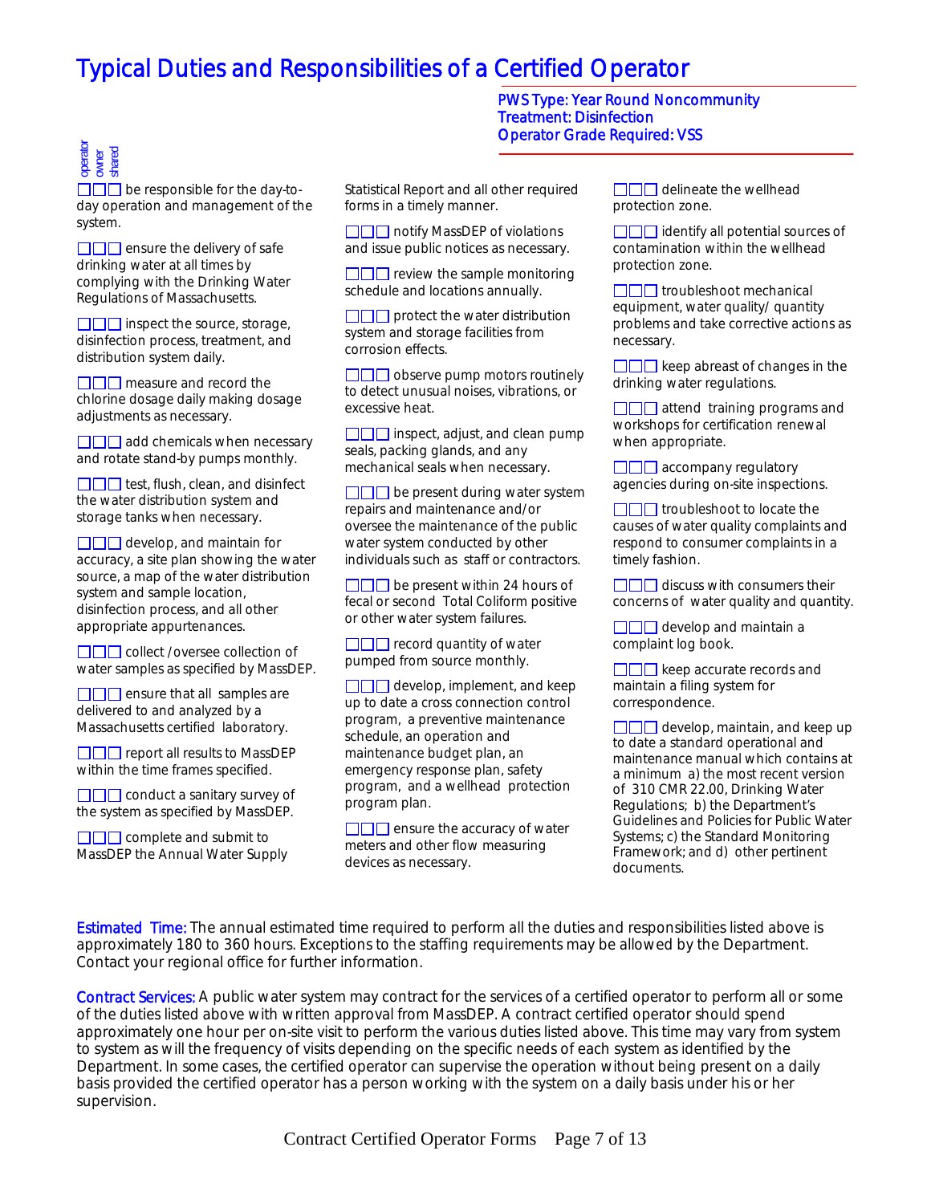# Typical Duties and Responsibilities of a Certified Operator

**PWS Type: Year Round Noncommunity**
**Treatment: Disinfection**
**Operator Grade Required: VSS**

operator / owner / shared

- ☐☐☐ be responsible for the day-to-day operation and management of the system.
- ☐☐☐ ensure the delivery of safe drinking water at all times by complying with the Drinking Water Regulations of Massachusetts.
- ☐☐☐ inspect the source, storage, disinfection process, treatment, and distribution system daily.
- ☐☐☐ measure and record the chlorine dosage daily making dosage adjustments as necessary.
- ☐☐☐ add chemicals when necessary and rotate stand-by pumps monthly.
- ☐☐☐ test, flush, clean, and disinfect the water distribution system and storage tanks when necessary.
- ☐☐☐ develop, and maintain for accuracy, a site plan showing the water source, a map of the water distribution system and sample location, disinfection process, and all other appropriate appurtenances.
- ☐☐☐ collect /oversee collection of water samples as specified by MassDEP.
- ☐☐☐ ensure that all samples are delivered to and analyzed by a Massachusetts certified laboratory.
- ☐☐☐ report all results to MassDEP within the time frames specified.
- ☐☐☐ conduct a sanitary survey of the system as specified by MassDEP.
- ☐☐☐ complete and submit to MassDEP the Annual Water Supply Statistical Report and all other required forms in a timely manner.
- ☐☐☐ notify MassDEP of violations and issue public notices as necessary.
- ☐☐☐ review the sample monitoring schedule and locations annually.
- ☐☐☐ protect the water distribution system and storage facilities from corrosion effects.
- ☐☐☐ observe pump motors routinely to detect unusual noises, vibrations, or excessive heat.
- ☐☐☐ inspect, adjust, and clean pump seals, packing glands, and any mechanical seals when necessary.
- ☐☐☐ be present during water system repairs and maintenance and/or oversee the maintenance of the public water system conducted by other individuals such as staff or contractors.
- ☐☐☐ be present within 24 hours of fecal or second Total Coliform positive or other water system failures.
- ☐☐☐ record quantity of water pumped from source monthly.
- ☐☐☐ develop, implement, and keep up to date a cross connection control program, a preventive maintenance schedule, an operation and maintenance budget plan, an emergency response plan, safety program, and a wellhead protection program plan.
- ☐☐☐ ensure the accuracy of water meters and other flow measuring devices as necessary.
- ☐☐☐ delineate the wellhead protection zone.
- ☐☐☐ identify all potential sources of contamination within the wellhead protection zone.
- ☐☐☐ troubleshoot mechanical equipment, water quality/ quantity problems and take corrective actions as necessary.
- ☐☐☐ keep abreast of changes in the drinking water regulations.
- ☐☐☐ attend training programs and workshops for certification renewal when appropriate.
- ☐☐☐ accompany regulatory agencies during on-site inspections.
- ☐☐☐ troubleshoot to locate the causes of water quality complaints and respond to consumer complaints in a timely fashion.
- ☐☐☐ discuss with consumers their concerns of water quality and quantity.
- ☐☐☐ develop and maintain a complaint log book.
- ☐☐☐ keep accurate records and maintain a filing system for correspondence.
- ☐☐☐ develop, maintain, and keep up to date a standard operational and maintenance manual which contains at a minimum a) the most recent version of 310 CMR 22.00, Drinking Water Regulations; b) the Department's Guidelines and Policies for Public Water Systems; c) the Standard Monitoring Framework; and d) other pertinent documents.

**Estimated Time:** The annual estimated time required to perform all the duties and responsibilities listed above is approximately 180 to 360 hours. Exceptions to the staffing requirements may be allowed by the Department. Contact your regional office for further information.

**Contract Services:** A public water system may contract for the services of a certified operator to perform all or some of the duties listed above with written approval from MassDEP. A contract certified operator should spend approximately one hour per on-site visit to perform the various duties listed above. This time may vary from system to system as will the frequency of visits depending on the specific needs of each system as identified by the Department. In some cases, the certified operator can supervise the operation without being present on a daily basis provided the certified operator has a person working with the system on a daily basis under his or her supervision.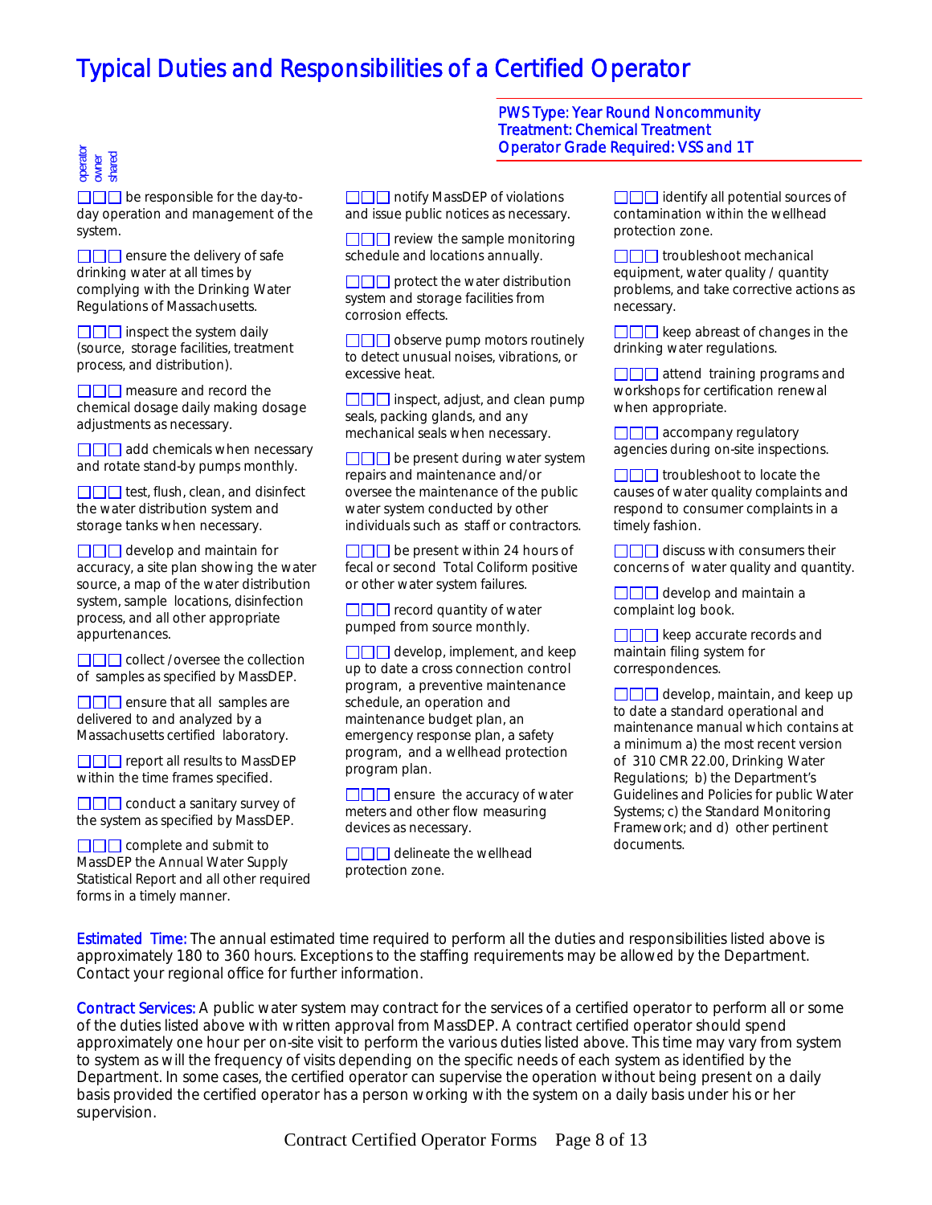# Typical Duties and Responsibilities of a Certified Operator

**PWS Type: Year Round Noncommunity**
**Treatment: Chemical Treatment**
**Operator Grade Required: VSS and 1T**

operator | owner | shared

- ☐☐☐ be responsible for the day-to-day operation and management of the system.
- ☐☐☐ ensure the delivery of safe drinking water at all times by complying with the Drinking Water Regulations of Massachusetts.
- ☐☐☐ inspect the system daily (source, storage facilities, treatment process, and distribution).
- ☐☐☐ measure and record the chemical dosage daily making dosage adjustments as necessary.
- ☐☐☐ add chemicals when necessary and rotate stand-by pumps monthly.
- ☐☐☐ test, flush, clean, and disinfect the water distribution system and storage tanks when necessary.
- ☐☐☐ develop and maintain for accuracy, a site plan showing the water source, a map of the water distribution system, sample locations, disinfection process, and all other appropriate appurtenances.
- ☐☐☐ collect /oversee the collection of samples as specified by MassDEP.
- ☐☐☐ ensure that all samples are delivered to and analyzed by a Massachusetts certified laboratory.
- ☐☐☐ report all results to MassDEP within the time frames specified.
- ☐☐☐ conduct a sanitary survey of the system as specified by MassDEP.
- ☐☐☐ complete and submit to MassDEP the Annual Water Supply Statistical Report and all other required forms in a timely manner.
- ☐☐☐ notify MassDEP of violations and issue public notices as necessary.
- ☐☐☐ review the sample monitoring schedule and locations annually.
- ☐☐☐ protect the water distribution system and storage facilities from corrosion effects.
- ☐☐☐ observe pump motors routinely to detect unusual noises, vibrations, or excessive heat.
- ☐☐☐ inspect, adjust, and clean pump seals, packing glands, and any mechanical seals when necessary.
- ☐☐☐ be present during water system repairs and maintenance and/or oversee the maintenance of the public water system conducted by other individuals such as staff or contractors.
- ☐☐☐ be present within 24 hours of fecal or second Total Coliform positive or other water system failures.
- ☐☐☐ record quantity of water pumped from source monthly.
- ☐☐☐ develop, implement, and keep up to date a cross connection control program, a preventive maintenance schedule, an operation and maintenance budget plan, an emergency response plan, a safety program, and a wellhead protection program plan.
- ☐☐☐ ensure the accuracy of water meters and other flow measuring devices as necessary.
- ☐☐☐ delineate the wellhead protection zone.
- ☐☐☐ identify all potential sources of contamination within the wellhead protection zone.
- ☐☐☐ troubleshoot mechanical equipment, water quality / quantity problems, and take corrective actions as necessary.
- ☐☐☐ keep abreast of changes in the drinking water regulations.
- ☐☐☐ attend training programs and workshops for certification renewal when appropriate.
- ☐☐☐ accompany regulatory agencies during on-site inspections.
- ☐☐☐ troubleshoot to locate the causes of water quality complaints and respond to consumer complaints in a timely fashion.
- ☐☐☐ discuss with consumers their concerns of water quality and quantity.
- ☐☐☐ develop and maintain a complaint log book.
- ☐☐☐ keep accurate records and maintain filing system for correspondences.
- ☐☐☐ develop, maintain, and keep up to date a standard operational and maintenance manual which contains at a minimum a) the most recent version of 310 CMR 22.00, Drinking Water Regulations; b) the Department's Guidelines and Policies for public Water Systems; c) the Standard Monitoring Framework; and d) other pertinent documents.

**Estimated Time:** The annual estimated time required to perform all the duties and responsibilities listed above is approximately 180 to 360 hours. Exceptions to the staffing requirements may be allowed by the Department. Contact your regional office for further information.

**Contract Services:** A public water system may contract for the services of a certified operator to perform all or some of the duties listed above with written approval from MassDEP. A contract certified operator should spend approximately one hour per on-site visit to perform the various duties listed above. This time may vary from system to system as will the frequency of visits depending on the specific needs of each system as identified by the Department. In some cases, the certified operator can supervise the operation without being present on a daily basis provided the certified operator has a person working with the system on a daily basis under his or her supervision.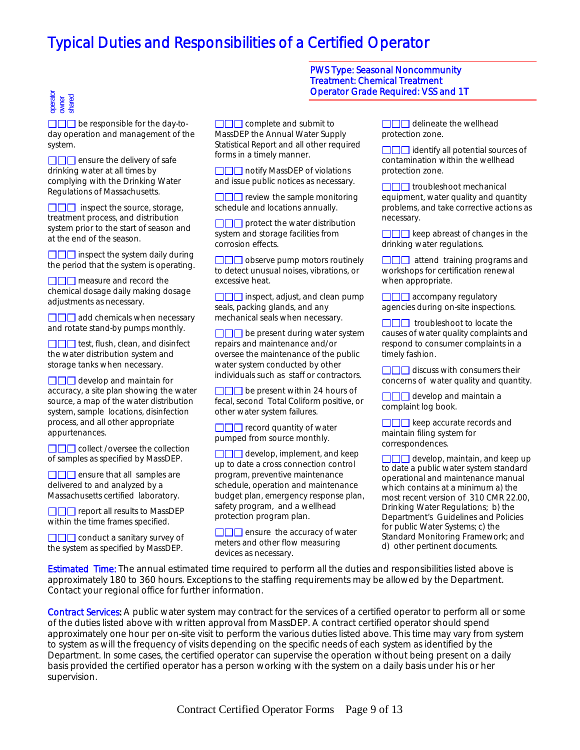# Typical Duties and Responsibilities of a Certified Operator

PWS Type: Seasonal Noncommunity
Treatment: Chemical Treatment
Operator Grade Required: VSS and 1T

operator owner shared

- ☐☐☐ be responsible for the day-to-day operation and management of the system.
- ☐☐☐ ensure the delivery of safe drinking water at all times by complying with the Drinking Water Regulations of Massachusetts.
- ☐☐☐ inspect the source, storage, treatment process, and distribution system prior to the start of season and at the end of the season.
- ☐☐☐ inspect the system daily during the period that the system is operating.
- ☐☐☐ measure and record the chemical dosage daily making dosage adjustments as necessary.
- ☐☐☐ add chemicals when necessary and rotate stand-by pumps monthly.
- ☐☐☐ test, flush, clean, and disinfect the water distribution system and storage tanks when necessary.
- ☐☐☐ develop and maintain for accuracy, a site plan showing the water source, a map of the water distribution system, sample locations, disinfection process, and all other appropriate appurtenances.
- ☐☐☐ collect /oversee the collection of samples as specified by MassDEP.
- ☐☐☐ ensure that all samples are delivered to and analyzed by a Massachusetts certified laboratory.
- ☐☐☐ report all results to MassDEP within the time frames specified.
- ☐☐☐ conduct a sanitary survey of the system as specified by MassDEP.
- ☐☐☐ complete and submit to MassDEP the Annual Water Supply Statistical Report and all other required forms in a timely manner.
- ☐☐☐ notify MassDEP of violations and issue public notices as necessary.
- ☐☐☐ review the sample monitoring schedule and locations annually.
- ☐☐☐ protect the water distribution system and storage facilities from corrosion effects.
- ☐☐☐ observe pump motors routinely to detect unusual noises, vibrations, or excessive heat.
- ☐☐☐ inspect, adjust, and clean pump seals, packing glands, and any mechanical seals when necessary.
- ☐☐☐ be present during water system repairs and maintenance and/or oversee the maintenance of the public water system conducted by other individuals such as staff or contractors.
- ☐☐☐ be present within 24 hours of fecal, second Total Coliform positive, or other water system failures.
- ☐☐☐ record quantity of water pumped from source monthly.
- ☐☐☐ develop, implement, and keep up to date a cross connection control program, preventive maintenance schedule, operation and maintenance budget plan, emergency response plan, safety program, and a wellhead protection program plan.
- ☐☐☐ ensure the accuracy of water meters and other flow measuring devices as necessary.
- ☐☐☐ delineate the wellhead protection zone.
- ☐☐☐ identify all potential sources of contamination within the wellhead protection zone.
- ☐☐☐ troubleshoot mechanical equipment, water quality and quantity problems, and take corrective actions as necessary.
- ☐☐☐ keep abreast of changes in the drinking water regulations.
- ☐☐☐ attend training programs and workshops for certification renewal when appropriate.
- ☐☐☐ accompany regulatory agencies during on-site inspections.
- ☐☐☐ troubleshoot to locate the causes of water quality complaints and respond to consumer complaints in a timely fashion.
- ☐☐☐ discuss with consumers their concerns of water quality and quantity.
- ☐☐☐ develop and maintain a complaint log book.
- ☐☐☐ keep accurate records and maintain filing system for correspondences.
- ☐☐☐ develop, maintain, and keep up to date a public water system standard operational and maintenance manual which contains at a minimum a) the most recent version of 310 CMR 22.00, Drinking Water Regulations; b) the Department's Guidelines and Policies for public Water Systems; c) the Standard Monitoring Framework; and d) other pertinent documents.

**Estimated Time:** The annual estimated time required to perform all the duties and responsibilities listed above is approximately 180 to 360 hours. Exceptions to the staffing requirements may be allowed by the Department. Contact your regional office for further information.

**Contract Services:** A public water system may contract for the services of a certified operator to perform all or some of the duties listed above with written approval from MassDEP. A contract certified operator should spend approximately one hour per on-site visit to perform the various duties listed above. This time may vary from system to system as will the frequency of visits depending on the specific needs of each system as identified by the Department. In some cases, the certified operator can supervise the operation without being present on a daily basis provided the certified operator has a person working with the system on a daily basis under his or her supervision.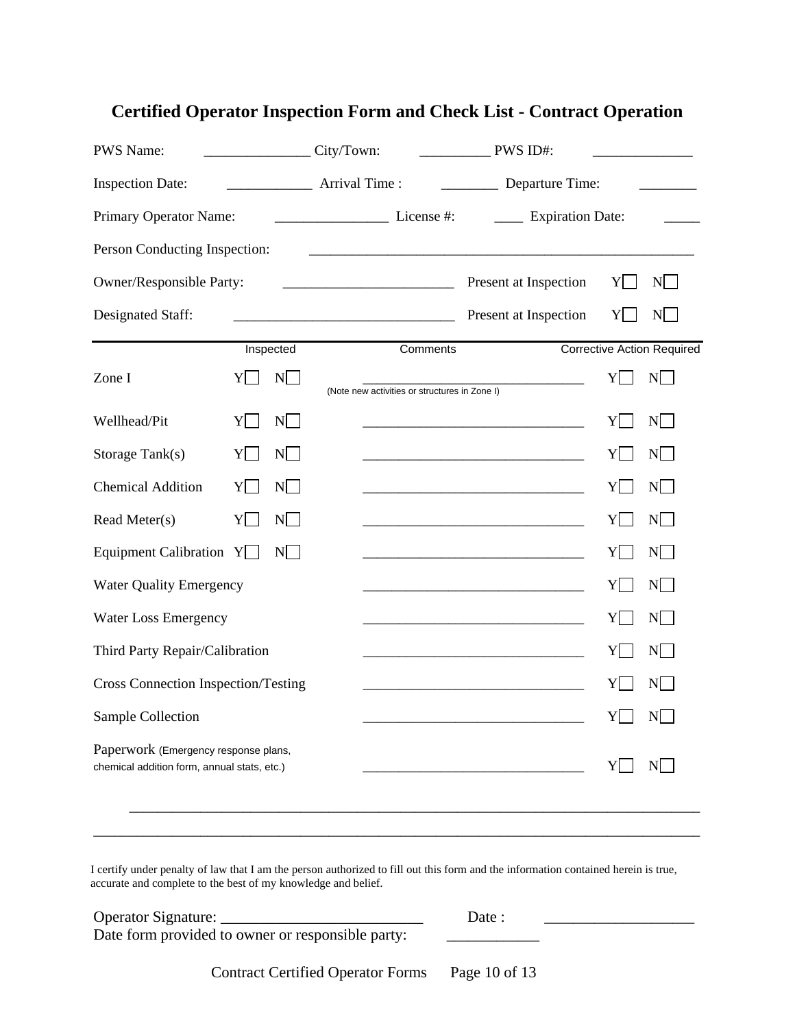# Certified Operator Inspection Form and Check List - Contract Operation

PWS Name: _______________ City/Town: __________ PWS ID#: ______________

Inspection Date: ____________ Arrival Time : ________ Departure Time: ________

Primary Operator Name: ________________ License #: ____ Expiration Date: _____

Person Conducting Inspection: _______________________________________________________

Owner/Responsible Party: ________________________ Present at Inspection Y☐ N☐

Designated Staff: _______________________________ Present at Inspection Y☐ N☐

| | Inspected | Comments | Corrective Action Required |
|---|---|---|---|
| Zone I | Y☐ N☐ | _______________________________ (Note new activities or structures in Zone I) | Y☐ N☐ |
| Wellhead/Pit | Y☐ N☐ | _______________________________ | Y☐ N☐ |
| Storage Tank(s) | Y☐ N☐ | _______________________________ | Y☐ N☐ |
| Chemical Addition | Y☐ N☐ | _______________________________ | Y☐ N☐ |
| Read Meter(s) | Y☐ N☐ | _______________________________ | Y☐ N☐ |
| Equipment Calibration | Y☐ N☐ | _______________________________ | Y☐ N☐ |
| Water Quality Emergency | | _______________________________ | Y☐ N☐ |
| Water Loss Emergency | | _______________________________ | Y☐ N☐ |
| Third Party Repair/Calibration | | _______________________________ | Y☐ N☐ |
| Cross Connection Inspection/Testing | | _______________________________ | Y☐ N☐ |
| Sample Collection | | _______________________________ | Y☐ N☐ |
| Paperwork (Emergency response plans, chemical addition form, annual stats, etc.) | | _______________________________ | Y☐ N☐ |

_______________________________________________________________________________

_______________________________________________________________________________

I certify under penalty of law that I am the person authorized to fill out this form and the information contained herein is true, accurate and complete to the best of my knowledge and belief.

Operator Signature: __________________________ Date : ____________________

Date form provided to owner or responsible party: ____________

Contract Certified Operator Forms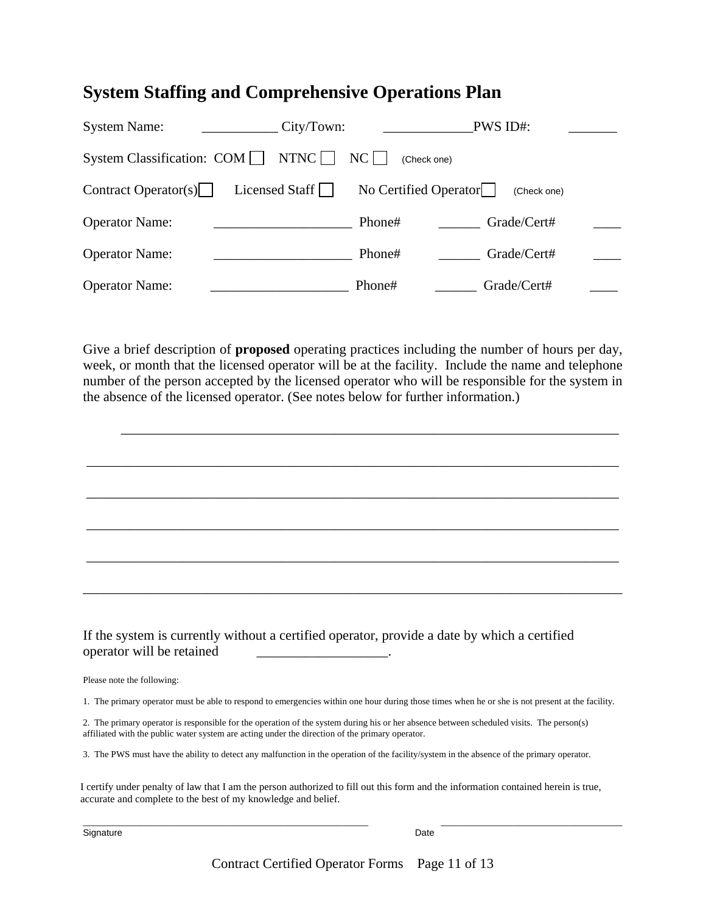# System Staffing and Comprehensive Operations Plan

System Name: ___________ City/Town: _____________PWS ID#: _______

System Classification: COM ☐ NTNC ☐ NC ☐ (Check one)

Contract Operator(s) ☐ Licensed Staff ☐ No Certified Operator ☐ (Check one)

Operator Name: ____________________ Phone# ______ Grade/Cert# ____

Operator Name: ____________________ Phone# ______ Grade/Cert# ____

Operator Name: ____________________ Phone# ______ Grade/Cert# ____

Give a brief description of **proposed** operating practices including the number of hours per day, week, or month that the licensed operator will be at the facility. Include the name and telephone number of the person accepted by the licensed operator who will be responsible for the system in the absence of the licensed operator. (See notes below for further information.)

___________________________________________________________________________

___________________________________________________________________________

___________________________________________________________________________

___________________________________________________________________________

___________________________________________________________________________

___________________________________________________________________________

If the system is currently without a certified operator, provide a date by which a certified operator will be retained ___________________.

Please note the following:

1. The primary operator must be able to respond to emergencies within one hour during those times when he or she is not present at the facility.

2. The primary operator is responsible for the operation of the system during his or her absence between scheduled visits. The person(s) affiliated with the public water system are acting under the direction of the primary operator.

3. The PWS must have the ability to detect any malfunction in the operation of the facility/system in the absence of the primary operator.

I certify under penalty of law that I am the person authorized to fill out this form and the information contained herein is true, accurate and complete to the best of my knowledge and belief.

_____________________________________________ _______________________________

Signature Date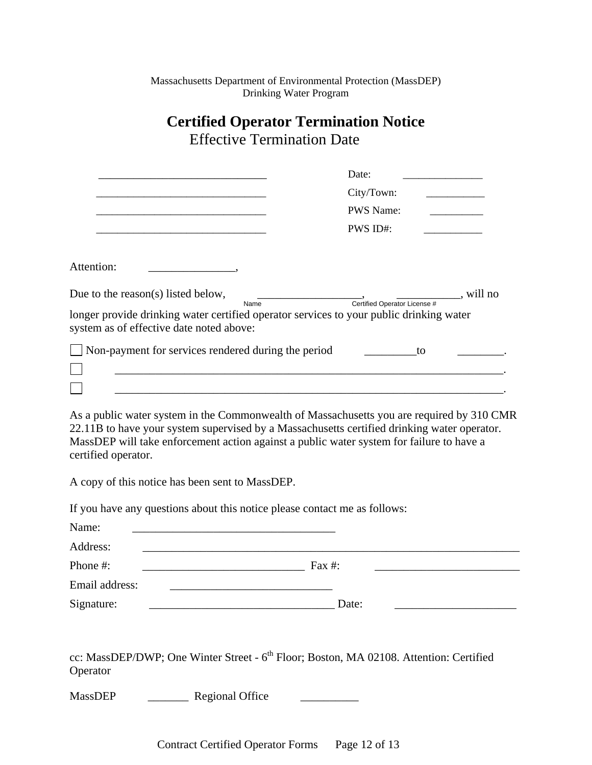Massachusetts Department of Environmental Protection (MassDEP)
Drinking Water Program

# Certified Operator Termination Notice

Effective Termination Date

| | |
|---|---|
| ______________________________ | Date: _______________ |
| ______________________________ | City/Town: ___________ |
| ______________________________ | PWS Name: __________ |
| ______________________________ | PWS ID#: ___________ |

Attention: _______________,

Due to the reason(s) listed below, __________________, ___________, will no longer provide drinking water certified operator services to your public drinking water system as of effective date noted above:

(Name) (Certified Operator License #)

- ☐ Non-payment for services rendered during the period _________to ________.
- ☐ ______________________________________________________________________.
- ☐ ______________________________________________________________________.

As a public water system in the Commonwealth of Massachusetts you are required by 310 CMR 22.11B to have your system supervised by a Massachusetts certified drinking water operator. MassDEP will take enforcement action against a public water system for failure to have a certified operator.

A copy of this notice has been sent to MassDEP.

If you have any questions about this notice please contact me as follows:

Name: ____________________________________

Address: ______________________________________________________________________

Phone #: ____________________________ Fax #: _________________________

Email address: ____________________________

Signature: _________________________________ Date: _____________________

cc: MassDEP/DWP; One Winter Street - 6th Floor; Boston, MA 02108. Attention: Certified Operator

MassDEP _______ Regional Office __________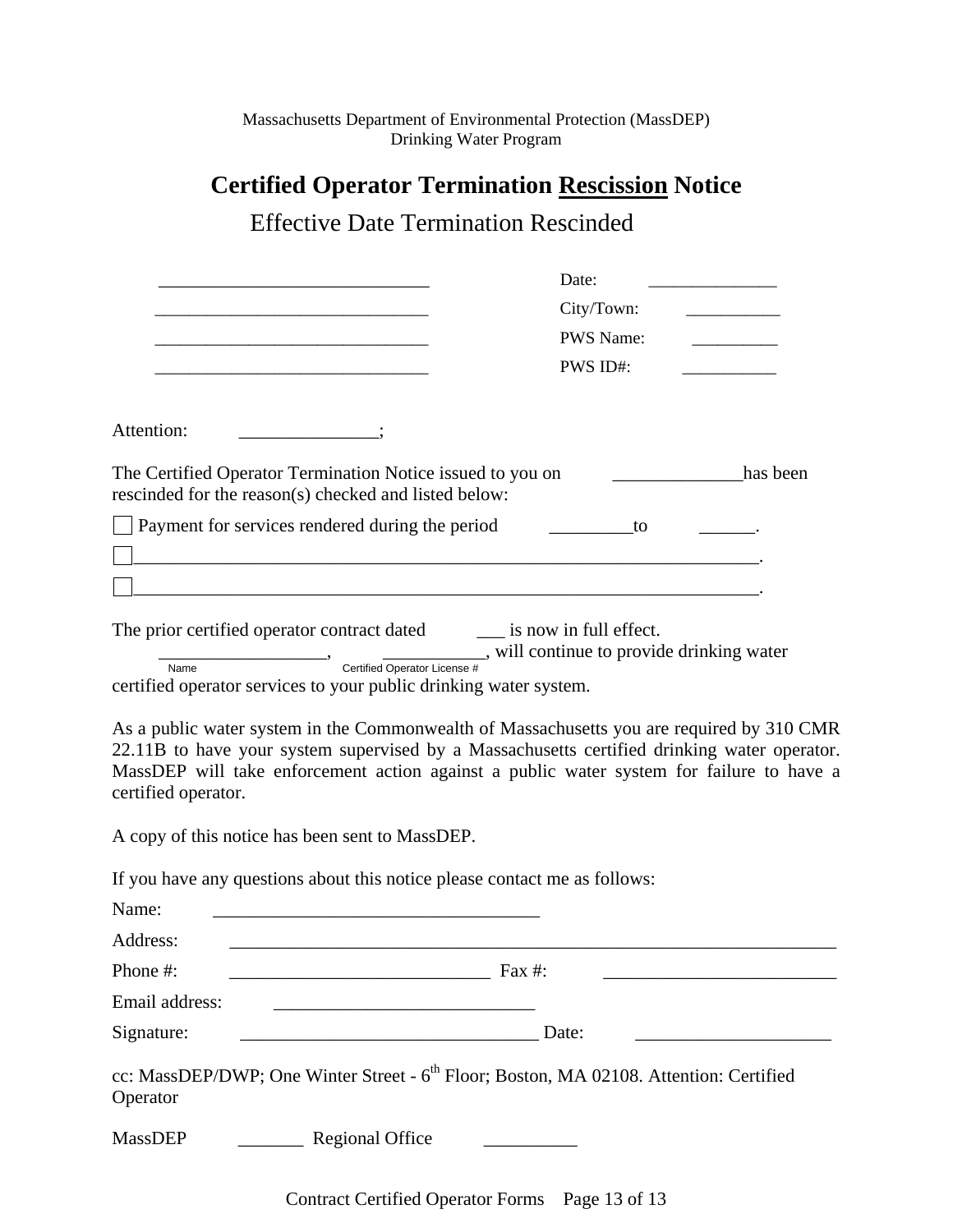Massachusetts Department of Environmental Protection (MassDEP)
Drinking Water Program

# Certified Operator Termination <u>Rescission</u> Notice

## Effective Date Termination Rescinded

| | |
|---|---|
| ______________________________ | Date: _______________ |
| ______________________________ | City/Town: ___________ |
| ______________________________ | PWS Name: __________ |
| ______________________________ | PWS ID#: ___________ |

Attention: _______________;

The Certified Operator Termination Notice issued to you on ______________has been rescinded for the reason(s) checked and listed below:

☐ Payment for services rendered during the period _________to ______.

☐______________________________________________________________________.

☐______________________________________________________________________.

The prior certified operator contract dated ___ is now in full effect.
__________________, ___________, will continue to provide drinking water certified operator services to your public drinking water system.
(Name) (Certified Operator License #)

As a public water system in the Commonwealth of Massachusetts you are required by 310 CMR 22.11B to have your system supervised by a Massachusetts certified drinking water operator. MassDEP will take enforcement action against a public water system for failure to have a certified operator.

A copy of this notice has been sent to MassDEP.

If you have any questions about this notice please contact me as follows:

Name: ____________________________________

Address: ____________________________________________________________________

Phone #: ____________________________ Fax #: _________________________

Email address: ____________________________

Signature: ________________________________ Date: _____________________

cc: MassDEP/DWP; One Winter Street - 6th Floor; Boston, MA 02108. Attention: Certified Operator

MassDEP _______ Regional Office __________